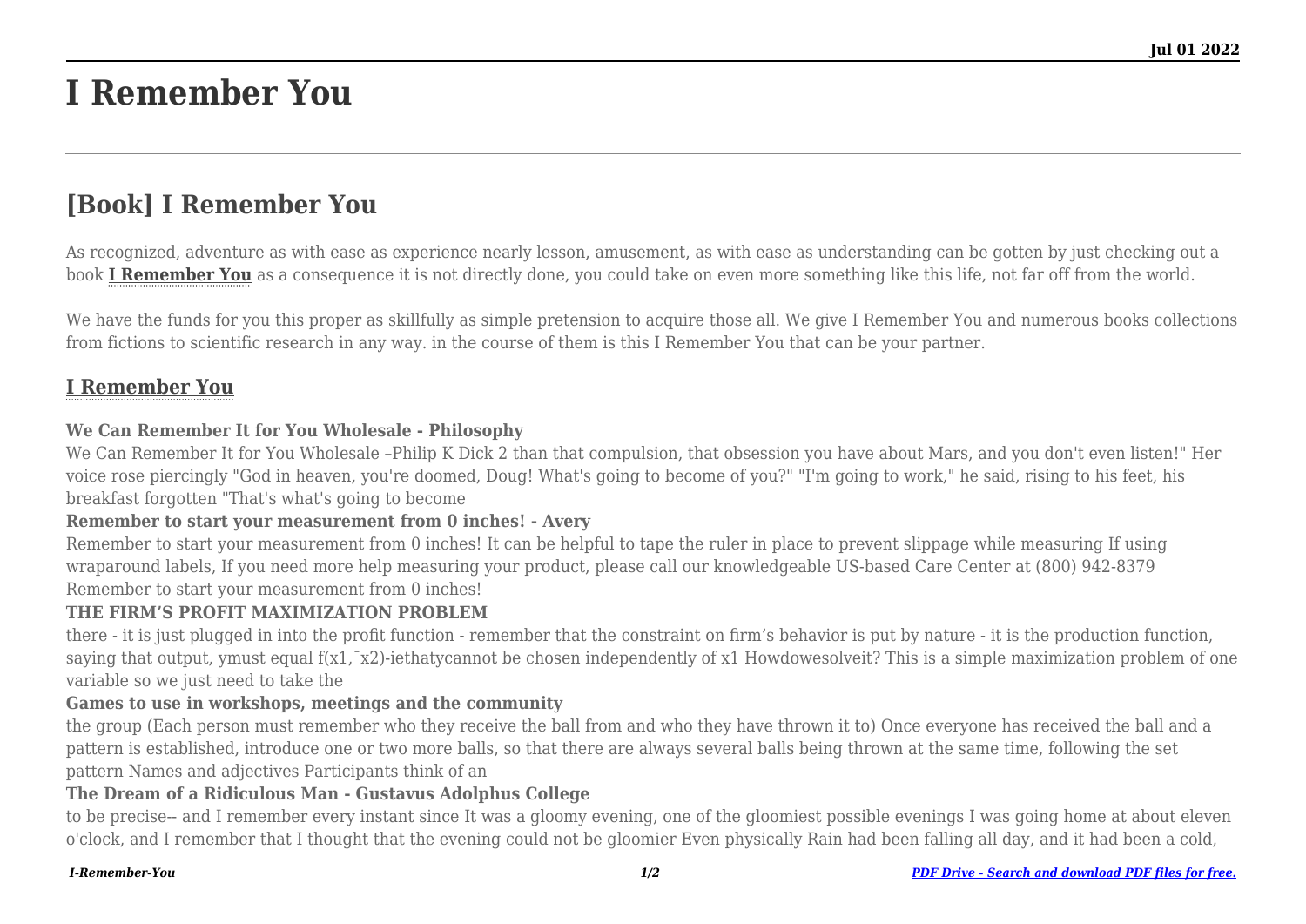# I Remember You

## [Book] I Remember You

As recognized, adventure as with ease as experience nearly lesson, amusement, as with ease as understanding can be gotten by just checking out a book **I Remember You** as a consequence it is not directly done, you could take on even more something like this life, not far off from the world.

We have the funds for you this proper as skillfully as simple pretension to acquire those all. We give I Remember You and numerous books collections from fictions to scientific research in any way. in the course of them is this I Remember You that can be your partner.

### I Remember You

**We Can Remember It for You Wholesale - Philosophy**

We Can Remember It for You Wholesale –Philip K Dick 2 than that compulsion, that obsession you have about Mars, and you don't even listen!" Her voice rose piercingly "God in heaven, you're doomed, Doug! What's going to become of you?" "I'm going to work," he said, rising to his feet, his breakfast forgotten "That's what's going to become

**Remember to start your measurement from 0 inches! - Avery**

Remember to start your measurement from 0 inches! It can be helpful to tape the ruler in place to prevent slippage while measuring If using wraparound labels, If you need more help measuring your product, please call our knowledgeable US-based Care Center at (800) 942-8379 Remember to start your measurement from 0 inches!

**THE FIRM'S PROFIT MAXIMIZATION PROBLEM**

there - it is just plugged in into the profit function - remember that the constraint on firm's behavior is put by nature - it is the production function, saying that output, ymust equal f(x1,¯x2)-iethatycannot be chosen independently of x1 Howdowesolveit? This is a simple maximization problem of one variable so we just need to take the

**Games to use in workshops, meetings and the community**

the group (Each person must remember who they receive the ball from and who they have thrown it to) Once everyone has received the ball and a pattern is established, introduce one or two more balls, so that there are always several balls being thrown at the same time, following the set pattern Names and adjectives Participants think of an

**The Dream of a Ridiculous Man - Gustavus Adolphus College**

to be precise-- and I remember every instant since It was a gloomy evening, one of the gloomiest possible evenings I was going home at about eleven o'clock, and I remember that I thought that the evening could not be gloomier Even physically Rain had been falling all day, and it had been a cold,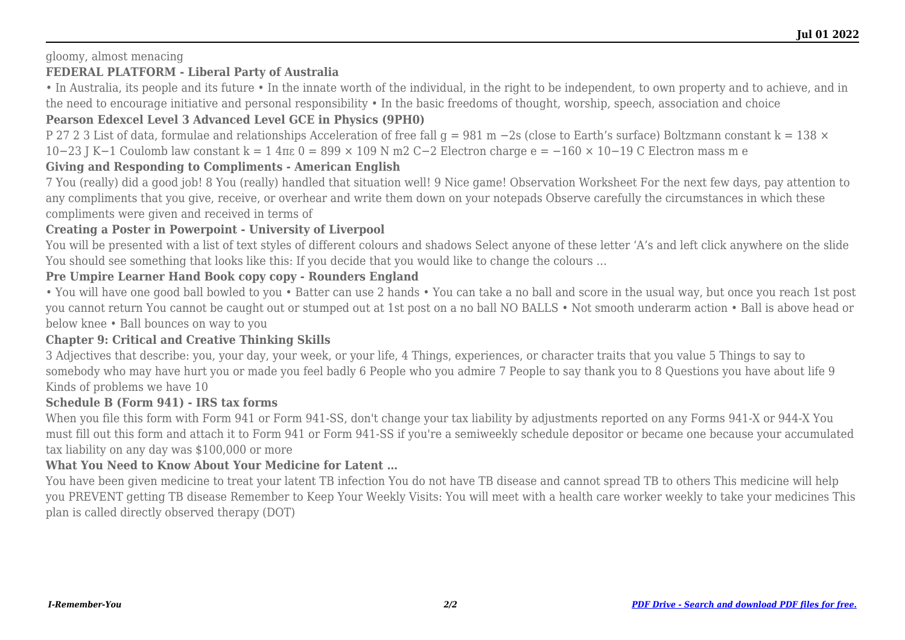gloomy, almost menacing

**FEDERAL PLATFORM - Liberal Party of Australia**

• In Australia, its people and its future • In the innate worth of the individual, in the right to be independent, to own property and to achieve, and in the need to encourage initiative and personal responsibility • In the basic freedoms of thought, worship, speech, association and choice

**Pearson Edexcel Level 3 Advanced Level GCE in Physics (9PH0)**

P 27 2 3 List of data, formulae and relationships Acceleration of free fall g = 981 m −2s (close to Earth's surface) Boltzmann constant k = 138 × 10−23 J K−1 Coulomb law constant k = 1 4πε 0 = 899 × 109 N m2 C−2 Electron charge e = −160 × 10−19 C Electron mass m e

**Giving and Responding to Compliments - American English**

7 You (really) did a good job! 8 You (really) handled that situation well! 9 Nice game! Observation Worksheet For the next few days, pay attention to any compliments that you give, receive, or overhear and write them down on your notepads Observe carefully the circumstances in which these compliments were given and received in terms of

**Creating a Poster in Powerpoint - University of Liverpool**

You will be presented with a list of text styles of different colours and shadows Select anyone of these letter 'A's and left click anywhere on the slide You should see something that looks like this: If you decide that you would like to change the colours …

**Pre Umpire Learner Hand Book copy copy - Rounders England**

• You will have one good ball bowled to you • Batter can use 2 hands • You can take a no ball and score in the usual way, but once you reach 1st post you cannot return You cannot be caught out or stumped out at 1st post on a no ball NO BALLS • Not smooth underarm action • Ball is above head or below knee • Ball bounces on way to you

**Chapter 9: Critical and Creative Thinking Skills**

3 Adjectives that describe: you, your day, your week, or your life, 4 Things, experiences, or character traits that you value 5 Things to say to somebody who may have hurt you or made you feel badly 6 People who you admire 7 People to say thank you to 8 Questions you have about life 9 Kinds of problems we have 10

**Schedule B (Form 941) - IRS tax forms**

When you file this form with Form 941 or Form 941-SS, don't change your tax liability by adjustments reported on any Forms 941-X or 944-X You must fill out this form and attach it to Form 941 or Form 941-SS if you're a semiweekly schedule depositor or became one because your accumulated tax liability on any day was $100,000 or more

**What You Need to Know About Your Medicine for Latent …**

You have been given medicine to treat your latent TB infection You do not have TB disease and cannot spread TB to others This medicine will help you PREVENT getting TB disease Remember to Keep Your Weekly Visits: You will meet with a health care worker weekly to take your medicines This plan is called directly observed therapy (DOT)